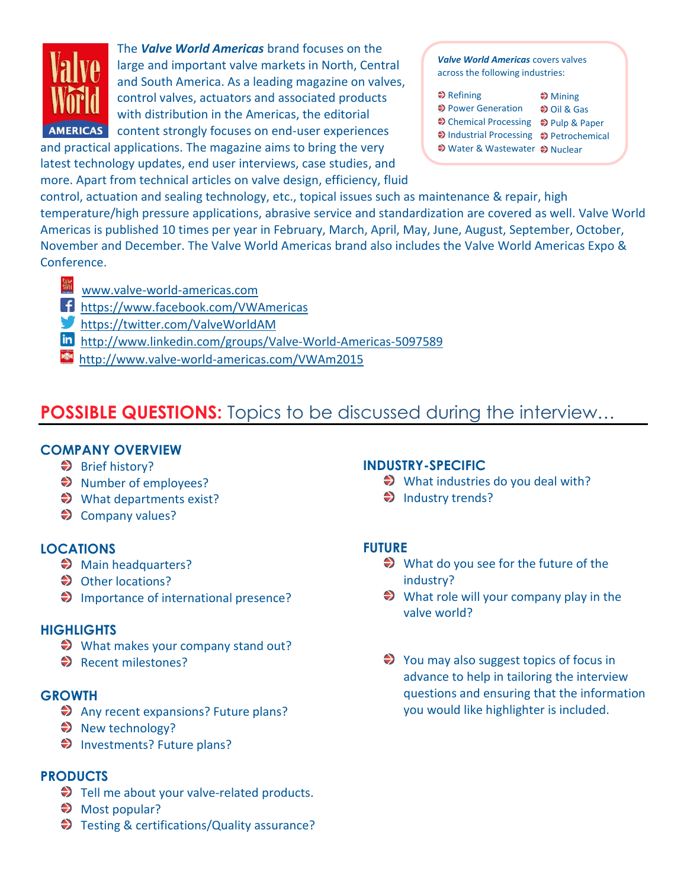The ***Valve World Americas*** brand focuses on the large and important valve markets in North, Central and South America. As a leading magazine on valves, control valves, actuators and associated products with distribution in the Americas, the editorial content strongly focuses on end-user experiences and practical applications. The magazine aims to bring the very latest technology updates, end user interviews, case studies, and more. Apart from technical articles on valve design, efficiency, fluid control, actuation and sealing technology, etc., topical issues such as maintenance & repair, high temperature/high pressure applications, abrasive service and standardization are covered as well. Valve World Americas is published 10 times per year in February, March, April, May, June, August, September, October, November and December. The Valve World Americas brand also includes the Valve World Americas Expo & Conference.

***Valve World Americas*** covers valves across the following industries:

- Refining
- Power Generation
- Chemical Processing
- Industrial Processing
- Water & Wastewater
- Mining
- Oil & Gas
- Pulp & Paper
- Petrochemical
- Nuclear

- www.valve-world-americas.com
- https://www.facebook.com/VWAmericas
- https://twitter.com/ValveWorldAM
- http://www.linkedin.com/groups/Valve-World-Americas-5097589
- http://www.valve-world-americas.com/VWAm2015

## POSSIBLE QUESTIONS: Topics to be discussed during the interview…

### COMPANY OVERVIEW
- Brief history?
- Number of employees?
- What departments exist?
- Company values?

### LOCATIONS
- Main headquarters?
- Other locations?
- Importance of international presence?

### HIGHLIGHTS
- What makes your company stand out?
- Recent milestones?

### GROWTH
- Any recent expansions? Future plans?
- New technology?
- Investments? Future plans?

### PRODUCTS
- Tell me about your valve-related products.
- Most popular?
- Testing & certifications/Quality assurance?

### INDUSTRY-SPECIFIC
- What industries do you deal with?
- Industry trends?

### FUTURE
- What do you see for the future of the industry?
- What role will your company play in the valve world?

- You may also suggest topics of focus in advance to help in tailoring the interview questions and ensuring that the information you would like highlighter is included.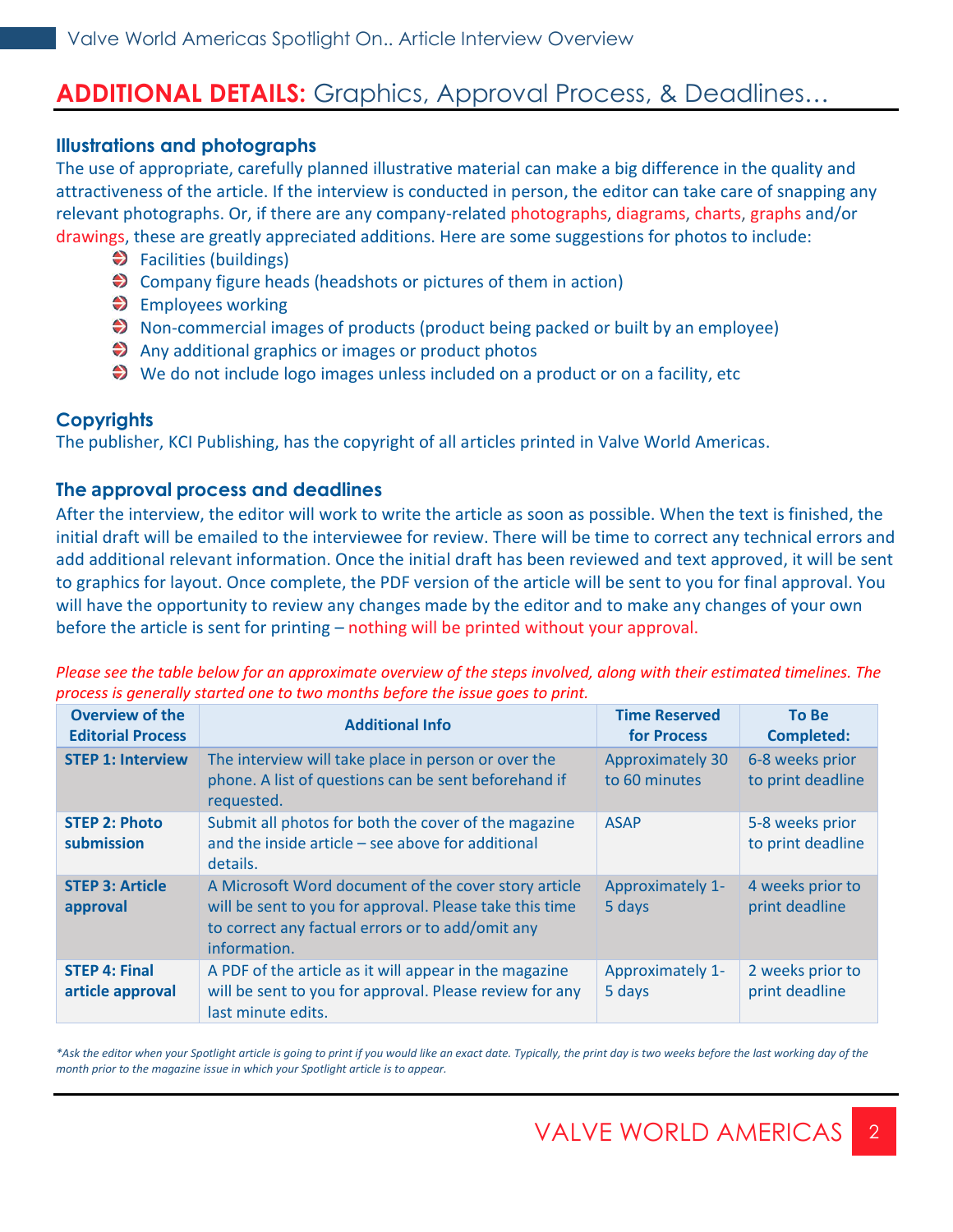# ADDITIONAL DETAILS: Graphics, Approval Process, & Deadlines…

### Illustrations and photographs

The use of appropriate, carefully planned illustrative material can make a big difference in the quality and attractiveness of the article. If the interview is conducted in person, the editor can take care of snapping any relevant photographs. Or, if there are any company-related photographs, diagrams, charts, graphs and/or drawings, these are greatly appreciated additions. Here are some suggestions for photos to include:

- Facilities (buildings)
- Company figure heads (headshots or pictures of them in action)
- Employees working
- Non-commercial images of products (product being packed or built by an employee)
- Any additional graphics or images or product photos
- We do not include logo images unless included on a product or on a facility, etc

### Copyrights

The publisher, KCI Publishing, has the copyright of all articles printed in Valve World Americas.

### The approval process and deadlines

After the interview, the editor will work to write the article as soon as possible. When the text is finished, the initial draft will be emailed to the interviewee for review. There will be time to correct any technical errors and add additional relevant information. Once the initial draft has been reviewed and text approved, it will be sent to graphics for layout. Once complete, the PDF version of the article will be sent to you for final approval. You will have the opportunity to review any changes made by the editor and to make any changes of your own before the article is sent for printing – nothing will be printed without your approval.

*Please see the table below for an approximate overview of the steps involved, along with their estimated timelines. The process is generally started one to two months before the issue goes to print.*

| Overview of the Editorial Process | Additional Info | Time Reserved for Process | To Be Completed: |
|---|---|---|---|
| **STEP 1: Interview** | The interview will take place in person or over the phone. A list of questions can be sent beforehand if requested. | Approximately 30 to 60 minutes | 6-8 weeks prior to print deadline |
| **STEP 2: Photo submission** | Submit all photos for both the cover of the magazine and the inside article – see above for additional details. | ASAP | 5-8 weeks prior to print deadline |
| **STEP 3: Article approval** | A Microsoft Word document of the cover story article will be sent to you for approval. Please take this time to correct any factual errors or to add/omit any information. | Approximately 1-5 days | 4 weeks prior to print deadline |
| **STEP 4: Final article approval** | A PDF of the article as it will appear in the magazine will be sent to you for approval. Please review for any last minute edits. | Approximately 1-5 days | 2 weeks prior to print deadline |

*\*Ask the editor when your Spotlight article is going to print if you would like an exact date. Typically, the print day is two weeks before the last working day of the month prior to the magazine issue in which your Spotlight article is to appear.*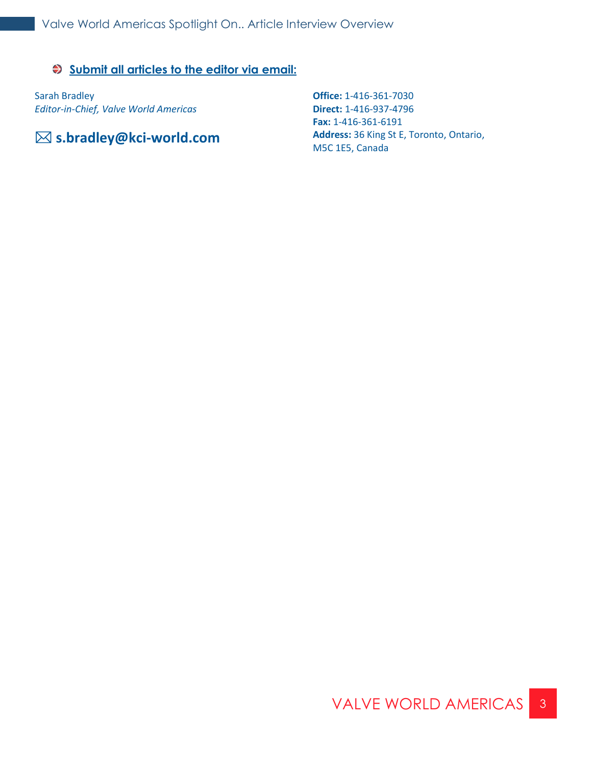## **Submit all articles to the editor via email:**

Sarah Bradley
*Editor-in-Chief, Valve World Americas*

✉ **s.bradley@kci-world.com**

**Office:** 1-416-361-7030
**Direct:** 1-416-937-4796
**Fax:** 1-416-361-6191
**Address:** 36 King St E, Toronto, Ontario, M5C 1E5, Canada